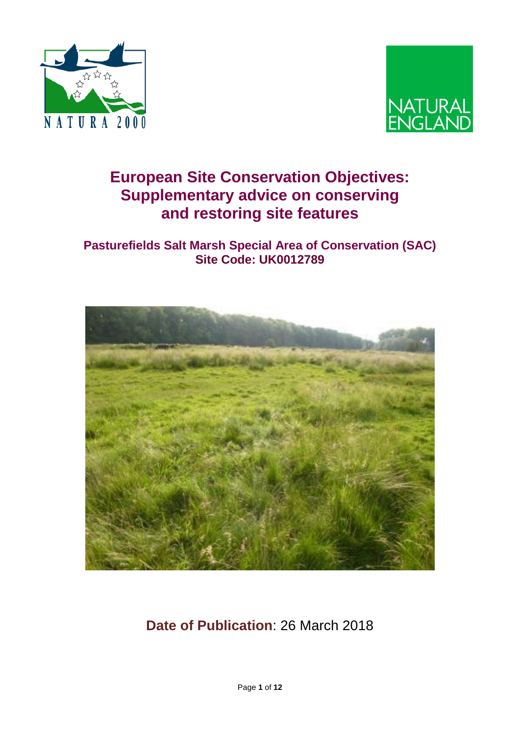# European Site Conservation Objectives: Supplementary advice on conserving and restoring site features

## Pasturefields Salt Marsh Special Area of Conservation (SAC)
## Site Code: UK0012789

**Date of Publication**: 26 March 2018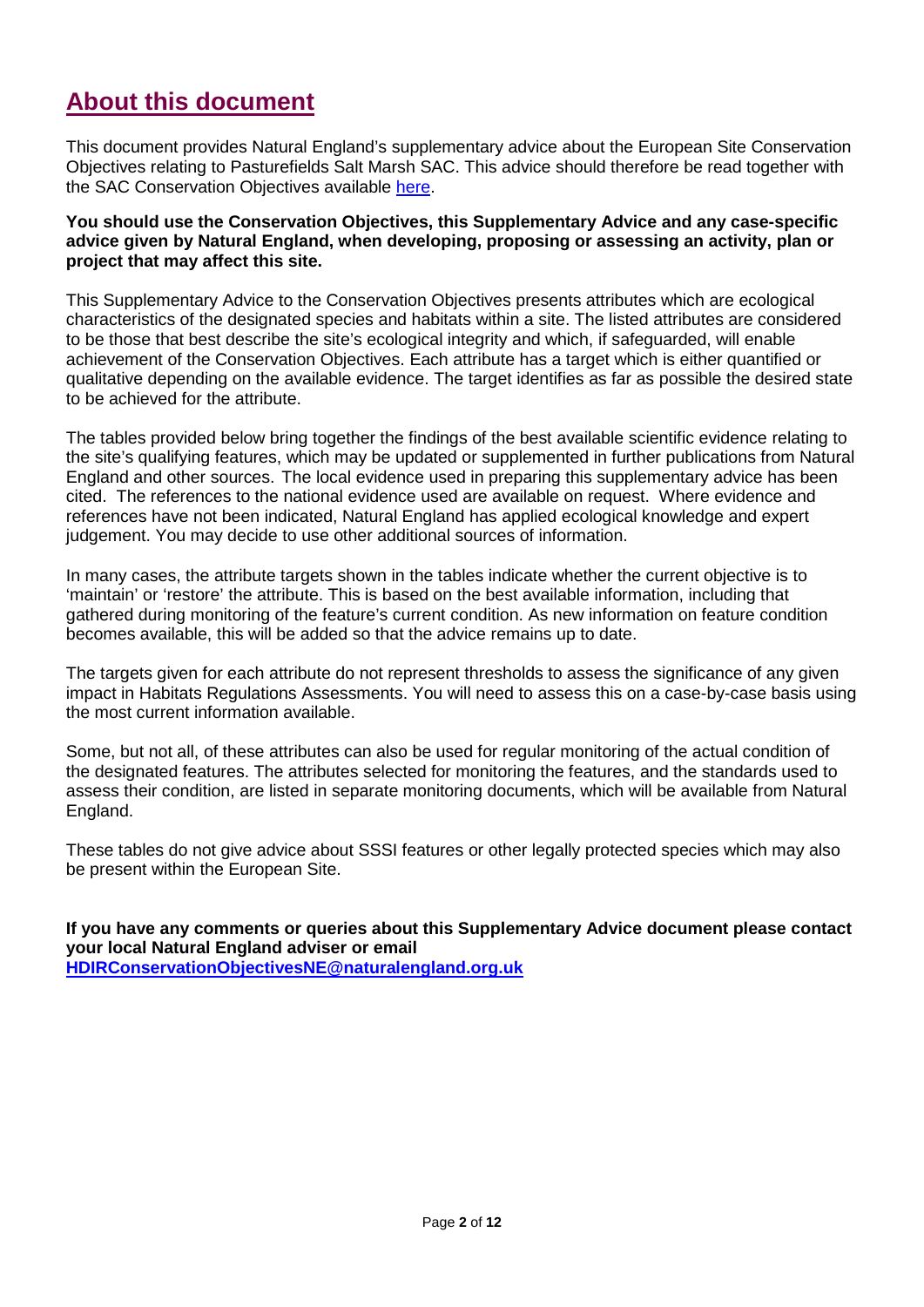## About this document

This document provides Natural England's supplementary advice about the European Site Conservation Objectives relating to Pasturefields Salt Marsh SAC. This advice should therefore be read together with the SAC Conservation Objectives available here.

**You should use the Conservation Objectives, this Supplementary Advice and any case-specific advice given by Natural England, when developing, proposing or assessing an activity, plan or project that may affect this site.**

This Supplementary Advice to the Conservation Objectives presents attributes which are ecological characteristics of the designated species and habitats within a site. The listed attributes are considered to be those that best describe the site's ecological integrity and which, if safeguarded, will enable achievement of the Conservation Objectives. Each attribute has a target which is either quantified or qualitative depending on the available evidence. The target identifies as far as possible the desired state to be achieved for the attribute.

The tables provided below bring together the findings of the best available scientific evidence relating to the site's qualifying features, which may be updated or supplemented in further publications from Natural England and other sources. The local evidence used in preparing this supplementary advice has been cited. The references to the national evidence used are available on request. Where evidence and references have not been indicated, Natural England has applied ecological knowledge and expert judgement. You may decide to use other additional sources of information.

In many cases, the attribute targets shown in the tables indicate whether the current objective is to 'maintain' or 'restore' the attribute. This is based on the best available information, including that gathered during monitoring of the feature's current condition. As new information on feature condition becomes available, this will be added so that the advice remains up to date.

The targets given for each attribute do not represent thresholds to assess the significance of any given impact in Habitats Regulations Assessments. You will need to assess this on a case-by-case basis using the most current information available.

Some, but not all, of these attributes can also be used for regular monitoring of the actual condition of the designated features. The attributes selected for monitoring the features, and the standards used to assess their condition, are listed in separate monitoring documents, which will be available from Natural England.

These tables do not give advice about SSSI features or other legally protected species which may also be present within the European Site.

**If you have any comments or queries about this Supplementary Advice document please contact your local Natural England adviser or email HDIRConservationObjectivesNE@naturalengland.org.uk**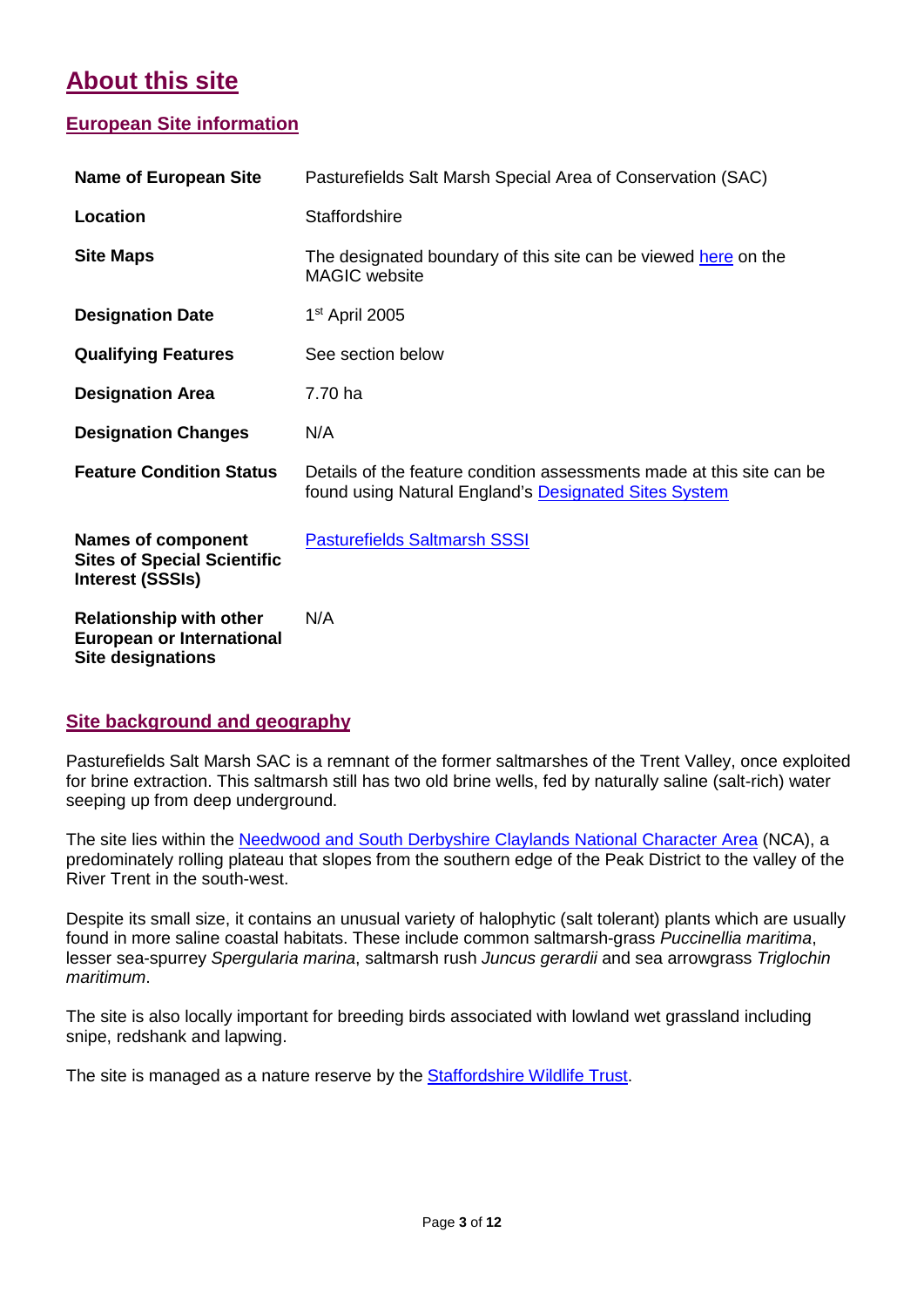# About this site

## European Site information

| | |
|---|---|
| **Name of European Site** | Pasturefields Salt Marsh Special Area of Conservation (SAC) |
| **Location** | Staffordshire |
| **Site Maps** | The designated boundary of this site can be viewed here on the MAGIC website |
| **Designation Date** | 1st April 2005 |
| **Qualifying Features** | See section below |
| **Designation Area** | 7.70 ha |
| **Designation Changes** | N/A |
| **Feature Condition Status** | Details of the feature condition assessments made at this site can be found using Natural England's Designated Sites System |
| **Names of component Sites of Special Scientific Interest (SSSIs)** | Pasturefields Saltmarsh SSSI |
| **Relationship with other European or International Site designations** | N/A |

## Site background and geography

Pasturefields Salt Marsh SAC is a remnant of the former saltmarshes of the Trent Valley, once exploited for brine extraction. This saltmarsh still has two old brine wells, fed by naturally saline (salt-rich) water seeping up from deep underground.

The site lies within the Needwood and South Derbyshire Claylands National Character Area (NCA), a predominately rolling plateau that slopes from the southern edge of the Peak District to the valley of the River Trent in the south-west.

Despite its small size, it contains an unusual variety of halophytic (salt tolerant) plants which are usually found in more saline coastal habitats. These include common saltmarsh-grass *Puccinellia maritima*, lesser sea-spurrey *Spergularia marina*, saltmarsh rush *Juncus gerardii* and sea arrowgrass *Triglochin maritimum*.

The site is also locally important for breeding birds associated with lowland wet grassland including snipe, redshank and lapwing.

The site is managed as a nature reserve by the Staffordshire Wildlife Trust.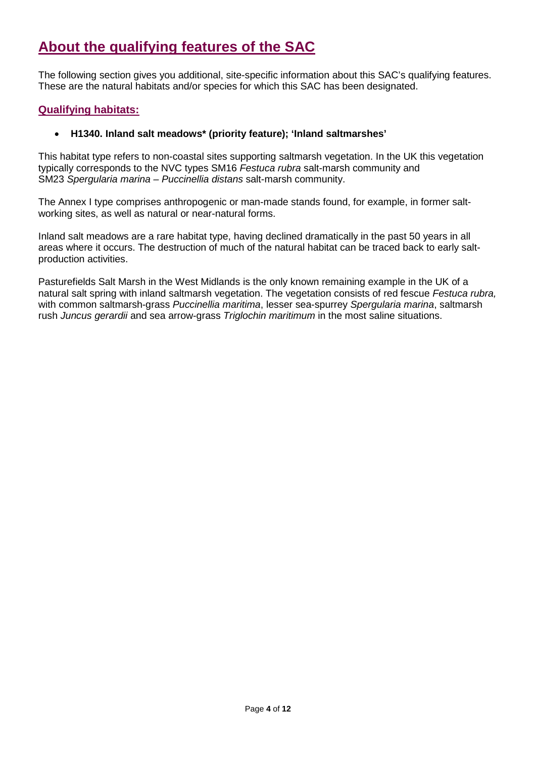# About the qualifying features of the SAC

The following section gives you additional, site-specific information about this SAC's qualifying features. These are the natural habitats and/or species for which this SAC has been designated.

## Qualifying habitats:

- **H1340. Inland salt meadows* (priority feature); 'Inland saltmarshes'**

This habitat type refers to non-coastal sites supporting saltmarsh vegetation. In the UK this vegetation typically corresponds to the NVC types SM16 *Festuca rubra* salt-marsh community and SM23 *Spergularia marina – Puccinellia distans* salt-marsh community.

The Annex I type comprises anthropogenic or man-made stands found, for example, in former salt-working sites, as well as natural or near-natural forms.

Inland salt meadows are a rare habitat type, having declined dramatically in the past 50 years in all areas where it occurs. The destruction of much of the natural habitat can be traced back to early salt-production activities.

Pasturefields Salt Marsh in the West Midlands is the only known remaining example in the UK of a natural salt spring with inland saltmarsh vegetation. The vegetation consists of red fescue *Festuca rubra,* with common saltmarsh-grass *Puccinellia maritima*, lesser sea-spurrey *Spergularia marina*, saltmarsh rush *Juncus gerardii* and sea arrow-grass *Triglochin maritimum* in the most saline situations.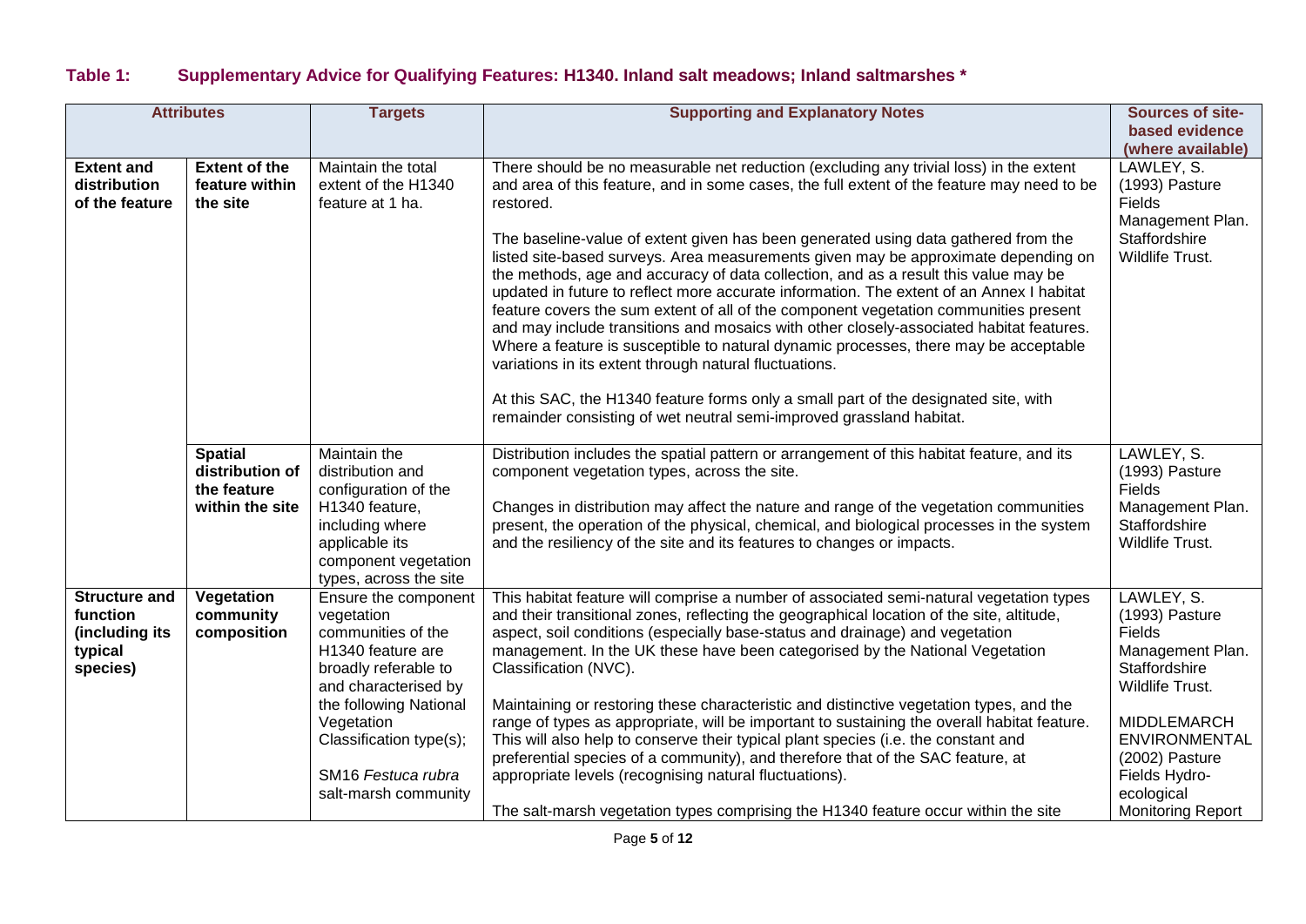## Table 1: Supplementary Advice for Qualifying Features: H1340. Inland salt meadows; Inland saltmarshes *

| Attributes | | Targets | Supporting and Explanatory Notes | Sources of site-based evidence (where available) |
|---|---|---|---|---|
| **Extent and distribution of the feature** | **Extent of the feature within the site** | Maintain the total extent of the H1340 feature at 1 ha. | There should be no measurable net reduction (excluding any trivial loss) in the extent and area of this feature, and in some cases, the full extent of the feature may need to be restored.<br><br>The baseline-value of extent given has been generated using data gathered from the listed site-based surveys. Area measurements given may be approximate depending on the methods, age and accuracy of data collection, and as a result this value may be updated in future to reflect more accurate information. The extent of an Annex I habitat feature covers the sum extent of all of the component vegetation communities present and may include transitions and mosaics with other closely-associated habitat features. Where a feature is susceptible to natural dynamic processes, there may be acceptable variations in its extent through natural fluctuations.<br><br>At this SAC, the H1340 feature forms only a small part of the designated site, with remainder consisting of wet neutral semi-improved grassland habitat. | LAWLEY, S. (1993) Pasture Fields Management Plan. Staffordshire Wildlife Trust. |
| | **Spatial distribution of the feature within the site** | Maintain the distribution and configuration of the H1340 feature, including where applicable its component vegetation types, across the site | Distribution includes the spatial pattern or arrangement of this habitat feature, and its component vegetation types, across the site.<br><br>Changes in distribution may affect the nature and range of the vegetation communities present, the operation of the physical, chemical, and biological processes in the system and the resiliency of the site and its features to changes or impacts. | LAWLEY, S. (1993) Pasture Fields Management Plan. Staffordshire Wildlife Trust. |
| **Structure and function (including its typical species)** | **Vegetation community composition** | Ensure the component communities of the H1340 feature are broadly referable to and characterised by the following National Vegetation Classification type(s);<br><br>SM16 *Festuca rubra* salt-marsh community | This habitat feature will comprise a number of associated semi-natural vegetation types and their transitional zones, reflecting the geographical location of the site, altitude, aspect, soil conditions (especially base-status and drainage) and vegetation management. In the UK these have been categorised by the National Vegetation Classification (NVC).<br><br>Maintaining or restoring these characteristic and distinctive vegetation types, and the range of types as appropriate, will be important to sustaining the overall habitat feature. This will also help to conserve their typical plant species (i.e. the constant and preferential species of a community), and therefore that of the SAC feature, at appropriate levels (recognising natural fluctuations).<br><br>The salt-marsh vegetation types comprising the H1340 feature occur within the site | LAWLEY, S. (1993) Pasture Fields Management Plan. Staffordshire Wildlife Trust.<br><br>MIDDLEMARCH ENVIRONMENTAL (2002) Pasture Fields Hydro-ecological Monitoring Report |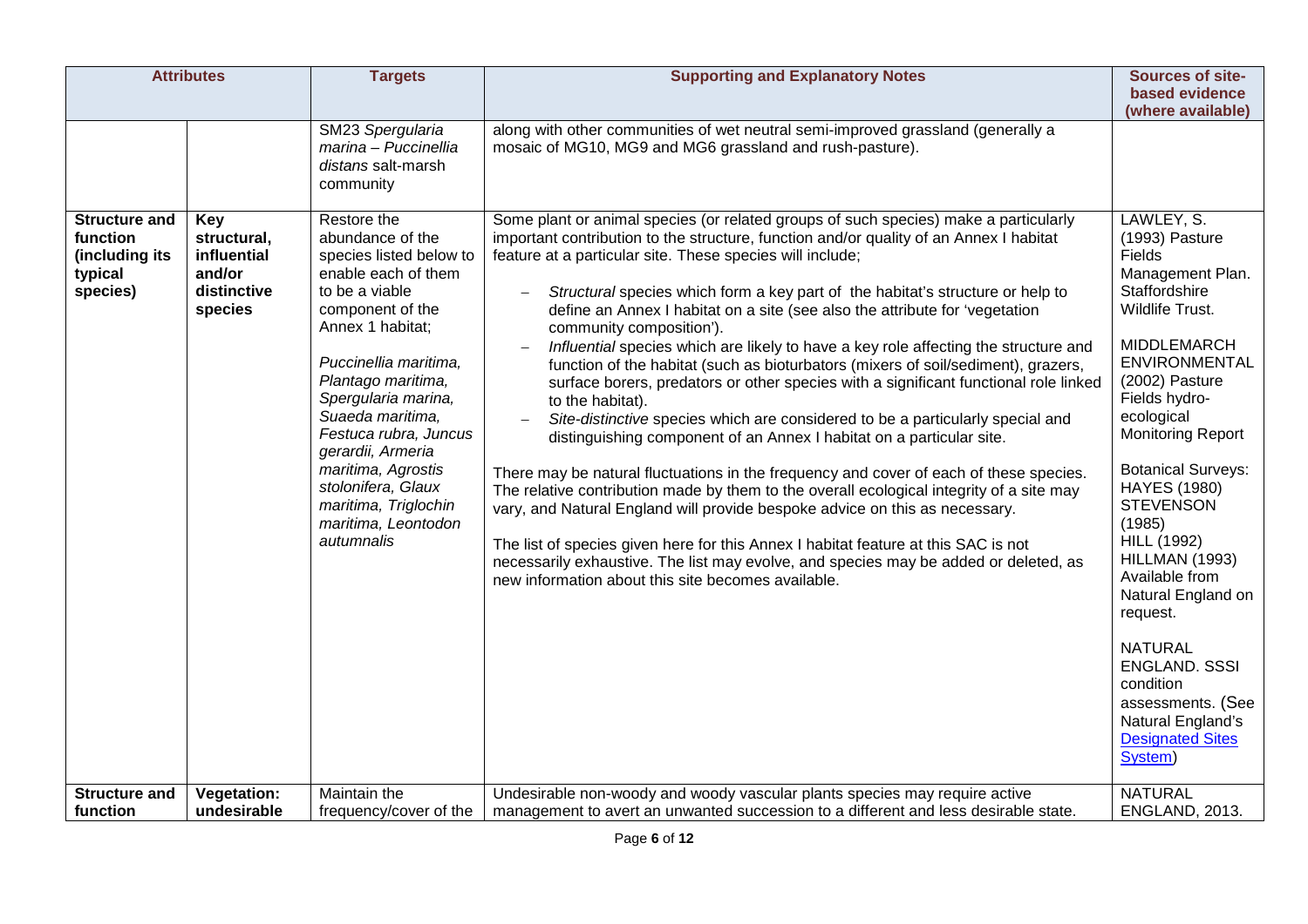| Attributes | | Targets | Supporting and Explanatory Notes | Sources of site-based evidence (where available) |
|---|---|---|---|---|
| | | SM23 *Spergularia marina – Puccinellia distans* salt-marsh community | along with other communities of wet neutral semi-improved grassland (generally a mosaic of MG10, MG9 and MG6 grassland and rush-pasture). | |
| **Structure and function (including its typical species)** | **Key structural, influential and/or distinctive species** | Restore the abundance of the species listed below to enable each of them to be a viable component of the Annex 1 habitat;<br><br>*Puccinellia maritima, Plantago maritima, Spergularia marina, Suaeda maritima, Festuca rubra, Juncus gerardii, Armeria maritima, Agrostis stolonifera, Glaux maritima, Triglochin maritima, Leontodon autumnalis* | Some plant or animal species (or related groups of such species) make a particularly important contribution to the structure, function and/or quality of an Annex I habitat feature at a particular site. These species will include;<br><br>– *Structural* species which form a key part of the habitat's structure or help to define an Annex I habitat on a site (see also the attribute for 'vegetation community composition').<br>– *Influential* species which are likely to have a key role affecting the structure and function of the habitat (such as bioturbators (mixers of soil/sediment), grazers, surface borers, predators or other species with a significant functional role linked to the habitat).<br>– *Site-distinctive* species which are considered to be a particularly special and distinguishing component of an Annex I habitat on a particular site.<br><br>There may be natural fluctuations in the frequency and cover of each of these species. The relative contribution made by them to the overall ecological integrity of a site may vary, and Natural England will provide bespoke advice on this as necessary.<br><br>The list of species given here for this Annex I habitat feature at this SAC is not necessarily exhaustive. The list may evolve, and species may be added or deleted, as new information about this site becomes available. | LAWLEY, S. (1993) Pasture Fields Management Plan. Staffordshire Wildlife Trust.<br><br>MIDDLEMARCH ENVIRONMENTAL (2002) Pasture Fields hydro-ecological Monitoring Report<br><br>Botanical Surveys: HAYES (1980) STEVENSON (1985) HILL (1992) HILLMAN (1993) Available from Natural England on request.<br><br>NATURAL ENGLAND. SSSI condition assessments. (See Natural England's [Designated Sites System]) |
| **Structure and function** | **Vegetation: undesirable** | Maintain the frequency/cover of the | Undesirable non-woody and woody vascular plants species may require active management to avert an unwanted succession to a different and less desirable state. | NATURAL ENGLAND, 2013. |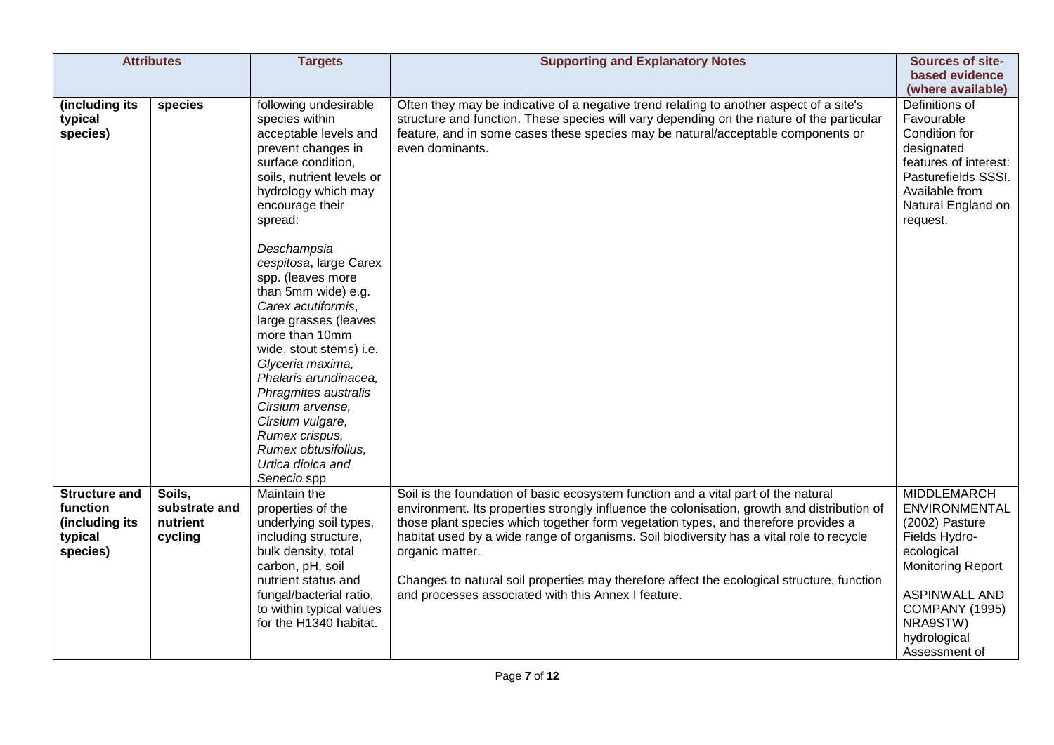| Attributes | | Targets | Supporting and Explanatory Notes | Sources of site-based evidence (where available) |
|---|---|---|---|---|
| (including its typical species) | species | following undesirable species within acceptable levels and prevent changes in surface condition, soils, nutrient levels or hydrology which may encourage their spread:<br><br>*Deschampsia cespitosa*, large Carex spp. (leaves more than 5mm wide) e.g. *Carex acutiformis*, large grasses (leaves more than 10mm wide, stout stems) i.e. *Glyceria maxima, Phalaris arundinacea, Phragmites australis Cirsium arvense, Cirsium vulgare, Rumex crispus, Rumex obtusifolius, Urtica dioica and Senecio* spp | Often they may be indicative of a negative trend relating to another aspect of a site's structure and function. These species will vary depending on the nature of the particular feature, and in some cases these species may be natural/acceptable components or even dominants. | Definitions of Favourable Condition for designated features of interest: Pasturefields SSSI. Available from Natural England on request. |
| **Structure and function (including its typical species)** | **Soils, substrate and nutrient cycling** | Maintain the properties of the underlying soil types, including structure, bulk density, total carbon, pH, soil nutrient status and fungal/bacterial ratio, to within typical values for the H1340 habitat. | Soil is the foundation of basic ecosystem function and a vital part of the natural environment. Its properties strongly influence the colonisation, growth and distribution of those plant species which together form vegetation types, and therefore provides a habitat used by a wide range of organisms. Soil biodiversity has a vital role to recycle organic matter.<br><br>Changes to natural soil properties may therefore affect the ecological structure, function and processes associated with this Annex I feature. | MIDDLEMARCH ENVIRONMENTAL (2002) Pasture Fields Hydro-ecological Monitoring Report<br><br>ASPINWALL AND COMPANY (1995) NRA9STW) hydrological Assessment of |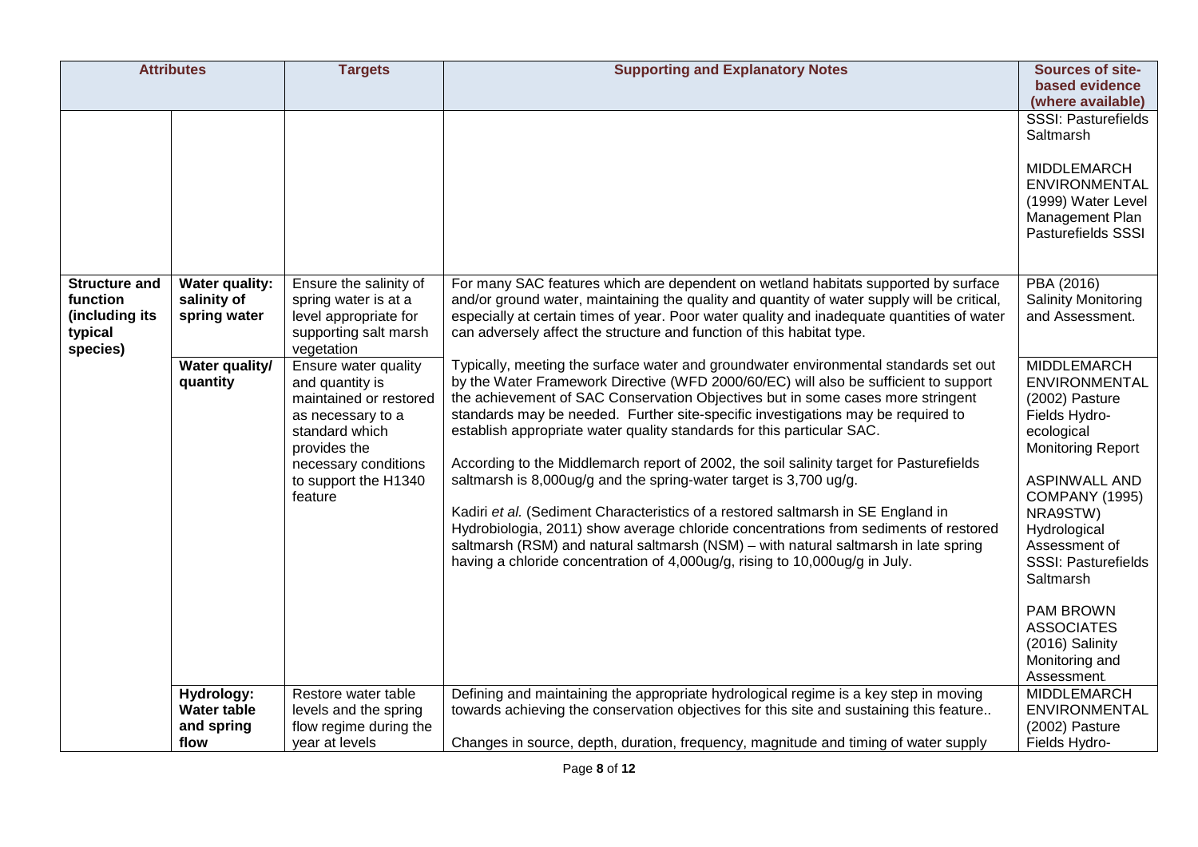| Attributes | | Targets | Supporting and Explanatory Notes | Sources of site-based evidence (where available) |
|---|---|---|---|---|
| | | | | SSSI: Pasturefields Saltmarsh<br><br>MIDDLEMARCH ENVIRONMENTAL (1999) Water Level Management Plan Pasturefields SSSI |
| **Structure and function (including its typical species)** | **Water quality: salinity of spring water** | Ensure the salinity of spring water is at a level appropriate for supporting salt marsh vegetation | For many SAC features which are dependent on wetland habitats supported by surface and/or ground water, maintaining the quality and quantity of water supply will be critical, especially at certain times of year. Poor water quality and inadequate quantities of water can adversely affect the structure and function of this habitat type. | PBA (2016) Salinity Monitoring and Assessment. |
| | **Water quality/ quantity** | Ensure water quality and quantity is maintained or restored as necessary to a standard which provides the necessary conditions to support the H1340 feature | Typically, meeting the surface water and groundwater environmental standards set out by the Water Framework Directive (WFD 2000/60/EC) will also be sufficient to support the achievement of SAC Conservation Objectives but in some cases more stringent standards may be needed. Further site-specific investigations may be required to establish appropriate water quality standards for this particular SAC.<br><br>According to the Middlemarch report of 2002, the soil salinity target for Pasturefields saltmarsh is 8,000ug/g and the spring-water target is 3,700 ug/g.<br><br>Kadiri *et al.* (Sediment Characteristics of a restored saltmarsh in SE England in Hydrobiologia, 2011) show average chloride concentrations from sediments of restored saltmarsh (RSM) and natural saltmarsh (NSM) – with natural saltmarsh in late spring having a chloride concentration of 4,000ug/g, rising to 10,000ug/g in July. | MIDDLEMARCH ENVIRONMENTAL (2002) Pasture Fields Hydro-ecological Monitoring Report<br><br>ASPINWALL AND COMPANY (1995) NRA9STW) Hydrological Assessment of SSSI: Pasturefields Saltmarsh<br><br>PAM BROWN ASSOCIATES (2016) Salinity Monitoring and Assessment. |
| | **Hydrology: Water table and spring flow** | Restore water table levels and the spring flow regime during the year at levels | Defining and maintaining the appropriate hydrological regime is a key step in moving towards achieving the conservation objectives for this site and sustaining this feature..<br><br>Changes in source, depth, duration, frequency, magnitude and timing of water supply | MIDDLEMARCH ENVIRONMENTAL (2002) Pasture Fields Hydro- |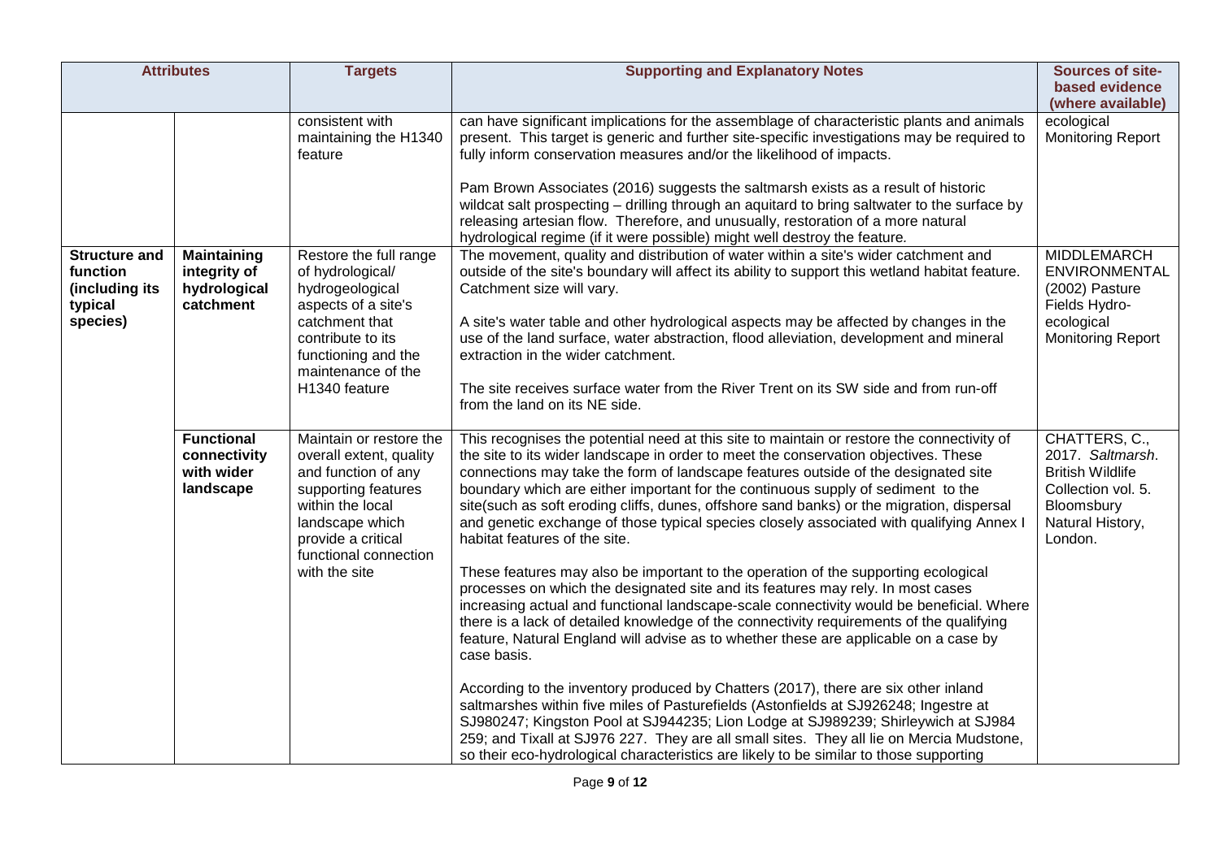| Attributes | | Targets | Supporting and Explanatory Notes | Sources of site-based evidence (where available) |
|---|---|---|---|---|
| | | consistent with maintaining the H1340 feature | can have significant implications for the assemblage of characteristic plants and animals present. This target is generic and further site-specific investigations may be required to fully inform conservation measures and/or the likelihood of impacts.<br><br>Pam Brown Associates (2016) suggests the saltmarsh exists as a result of historic wildcat salt prospecting – drilling through an aquitard to bring saltwater to the surface by releasing artesian flow. Therefore, and unusually, restoration of a more natural hydrological regime (if it were possible) might well destroy the feature. | ecological Monitoring Report |
| **Structure and function (including its typical species)** | **Maintaining integrity of hydrological catchment** | Restore the full range of hydrological/ hydrogeological aspects of a site's catchment that contribute to its functioning and the maintenance of the H1340 feature | The movement, quality and distribution of water within a site's wider catchment and outside of the site's boundary will affect its ability to support this wetland habitat feature. Catchment size will vary.<br><br>A site's water table and other hydrological aspects may be affected by changes in the use of the land surface, water abstraction, flood alleviation, development and mineral extraction in the wider catchment.<br><br>The site receives surface water from the River Trent on its SW side and from run-off from the land on its NE side. | MIDDLEMARCH ENVIRONMENTAL (2002) Pasture Fields Hydro-ecological Monitoring Report |
| | **Functional connectivity with wider landscape** | Maintain or restore the overall extent, quality and function of any supporting features within the local landscape which provide a critical functional connection with the site | This recognises the potential need at this site to maintain or restore the connectivity of the site to its wider landscape in order to meet the conservation objectives. These connections may take the form of landscape features outside of the designated site boundary which are either important for the continuous supply of sediment to the site(such as soft eroding cliffs, dunes, offshore sand banks) or the migration, dispersal and genetic exchange of those typical species closely associated with qualifying Annex I habitat features of the site.<br><br>These features may also be important to the operation of the supporting ecological processes on which the designated site and its features may rely. In most cases increasing actual and functional landscape-scale connectivity would be beneficial. Where there is a lack of detailed knowledge of the connectivity requirements of the qualifying feature, Natural England will advise as to whether these are applicable on a case by case basis.<br><br>According to the inventory produced by Chatters (2017), there are six other inland saltmarshes within five miles of Pasturefields (Astonfields at SJ926248; Ingestre at SJ980247; Kingston Pool at SJ944235; Lion Lodge at SJ989239; Shirleywich at SJ984 259; and Tixall at SJ976 227. They are all small sites. They all lie on Mercia Mudstone, so their eco-hydrological characteristics are likely to be similar to those supporting | CHATTERS, C., 2017. *Saltmarsh*. British Wildlife Collection vol. 5. Bloomsbury Natural History, London. |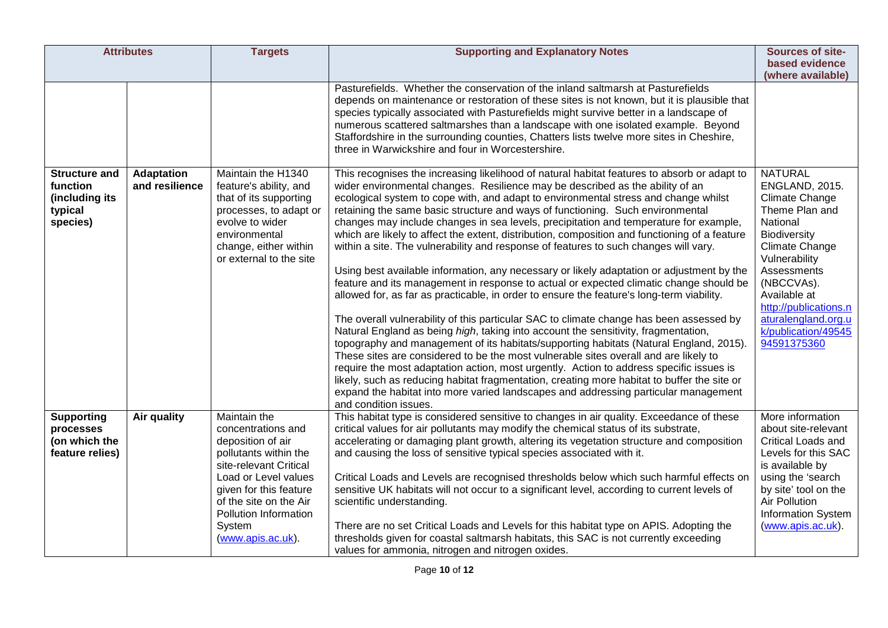| Attributes | | Targets | Supporting and Explanatory Notes | Sources of site-based evidence (where available) |
|---|---|---|---|---|
| | | | Pasturefields. Whether the conservation of the inland saltmarsh at Pasturefields depends on maintenance or restoration of these sites is not known, but it is plausible that species typically associated with Pasturefields might survive better in a landscape of numerous scattered saltmarshes than a landscape with one isolated example. Beyond Staffordshire in the surrounding counties, Chatters lists twelve more sites in Cheshire, three in Warwickshire and four in Worcestershire. | |
| **Structure and function (including its typical species)** | **Adaptation and resilience** | Maintain the H1340 feature's ability, and that of its supporting processes, to adapt or evolve to wider environmental change, either within or external to the site | This recognises the increasing likelihood of natural habitat features to absorb or adapt to wider environmental changes. Resilience may be described as the ability of an ecological system to cope with, and adapt to environmental stress and change whilst retaining the same basic structure and ways of functioning. Such environmental changes may include changes in sea levels, precipitation and temperature for example, which are likely to affect the extent, distribution, composition and functioning of a feature within a site. The vulnerability and response of features to such changes will vary.<br><br>Using best available information, any necessary or likely adaptation or adjustment by the feature and its management in response to actual or expected climatic change should be allowed for, as far as practicable, in order to ensure the feature's long-term viability.<br><br>The overall vulnerability of this particular SAC to climate change has been assessed by Natural England as being *high*, taking into account the sensitivity, fragmentation, topography and management of its habitats/supporting habitats (Natural England, 2015). These sites are considered to be the most vulnerable sites overall and are likely to require the most adaptation action, most urgently. Action to address specific issues is likely, such as reducing habitat fragmentation, creating more habitat to buffer the site or expand the habitat into more varied landscapes and addressing particular management and condition issues. | NATURAL ENGLAND, 2015. Climate Change Theme Plan and National Biodiversity Climate Change Vulnerability Assessments (NBCCVAs). Available at http://publications.naturalengland.org.uk/publication/4954594591375360 |
| **Supporting processes (on which the feature relies)** | **Air quality** | Maintain the concentrations and deposition of air pollutants within the site-relevant Critical Load or Level values given for this feature of the site on the Air Pollution Information System (www.apis.ac.uk). | This habitat type is considered sensitive to changes in air quality. Exceedance of these critical values for air pollutants may modify the chemical status of its substrate, accelerating or damaging plant growth, altering its vegetation structure and composition and causing the loss of sensitive typical species associated with it.<br><br>Critical Loads and Levels are recognised thresholds below which such harmful effects on sensitive UK habitats will not occur to a significant level, according to current levels of scientific understanding.<br><br>There are no set Critical Loads and Levels for this habitat type on APIS. Adopting the thresholds given for coastal saltmarsh habitats, this SAC is not currently exceeding values for ammonia, nitrogen and nitrogen oxides. | More information about site-relevant Critical Loads and Levels for this SAC is available by using the 'search by site' tool on the Air Pollution Information System (www.apis.ac.uk). |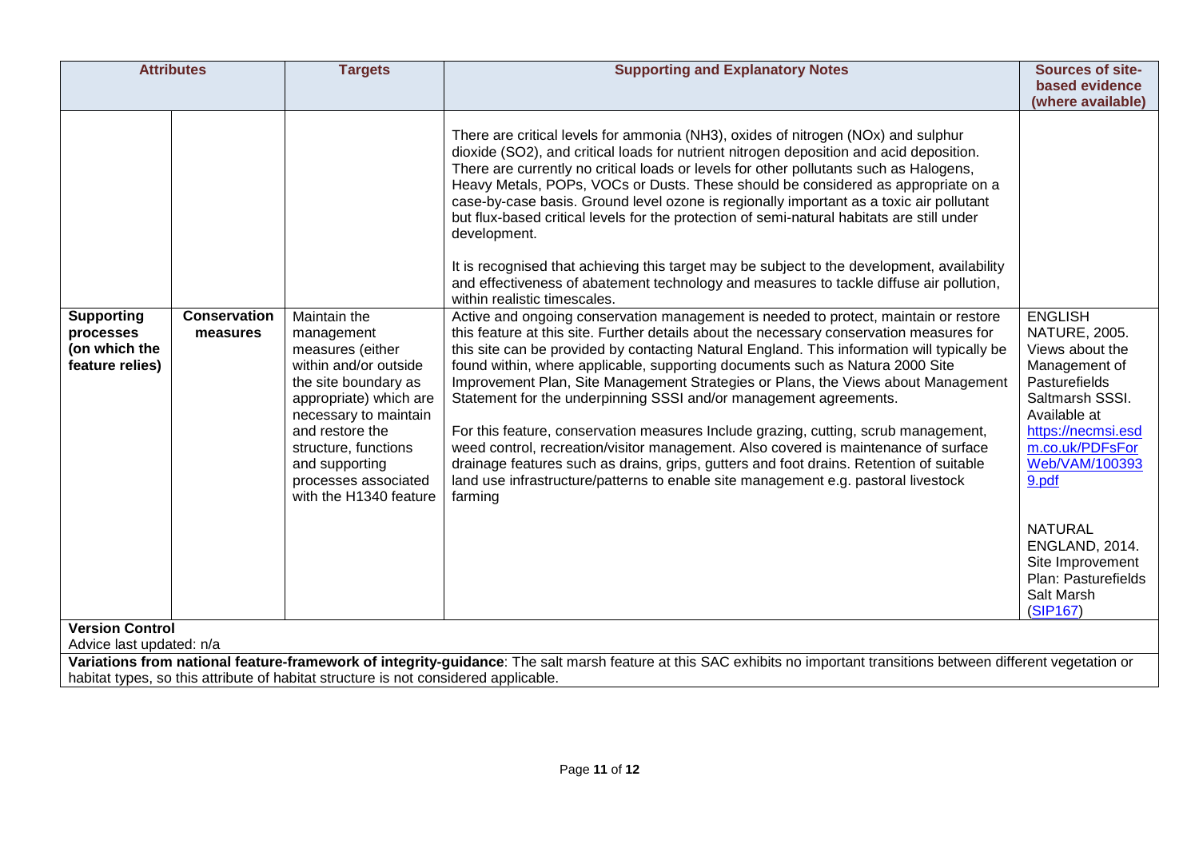| Attributes | | Targets | Supporting and Explanatory Notes | Sources of site-based evidence (where available) |
|---|---|---|---|---|
| | | | There are critical levels for ammonia ($NH_3$), oxides of nitrogen ($NO_x$) and sulphur dioxide ($SO_2$), and critical loads for nutrient nitrogen deposition and acid deposition. There are currently no critical loads or levels for other pollutants such as Halogens, Heavy Metals, POPs, VOCs or Dusts. These should be considered as appropriate on a case-by-case basis. Ground level ozone is regionally important as a toxic air pollutant but flux-based critical levels for the protection of semi-natural habitats are still under development.<br><br>It is recognised that achieving this target may be subject to the development, availability and effectiveness of abatement technology and measures to tackle diffuse air pollution, within realistic timescales. | |
| **Supporting processes (on which the feature relies)** | **Conservation measures** | Maintain the management measures (either within and/or outside the site boundary as appropriate) which are necessary to maintain and restore the structure, functions and supporting processes associated with the H1340 feature | Active and ongoing conservation management is needed to protect, maintain or restore this feature at this site. Further details about the necessary conservation measures for this site can be provided by contacting Natural England. This information will typically be found within, where applicable, supporting documents such as Natura 2000 Site Improvement Plan, Site Management Strategies or Plans, the Views about Management Statement for the underpinning SSSI and/or management agreements.<br><br>For this feature, conservation measures Include grazing, cutting, scrub management, weed control, recreation/visitor management. Also covered is maintenance of surface drainage features such as drains, grips, gutters and foot drains. Retention of suitable land use infrastructure/patterns to enable site management e.g. pastoral livestock farming | ENGLISH NATURE, 2005. Views about the Management of Pasturefields Saltmarsh SSSI. Available at https://necmsi.esdm.co.uk/PDFsForWeb/VAM/1003939.pdf<br><br>NATURAL ENGLAND, 2014. Site Improvement Plan: Pasturefields Salt Marsh (SIP167) |

**Version Control**

Advice last updated: n/a

**Variations from national feature-framework of integrity-guidance**: The salt marsh feature at this SAC exhibits no important transitions between different vegetation or habitat types, so this attribute of habitat structure is not considered applicable.